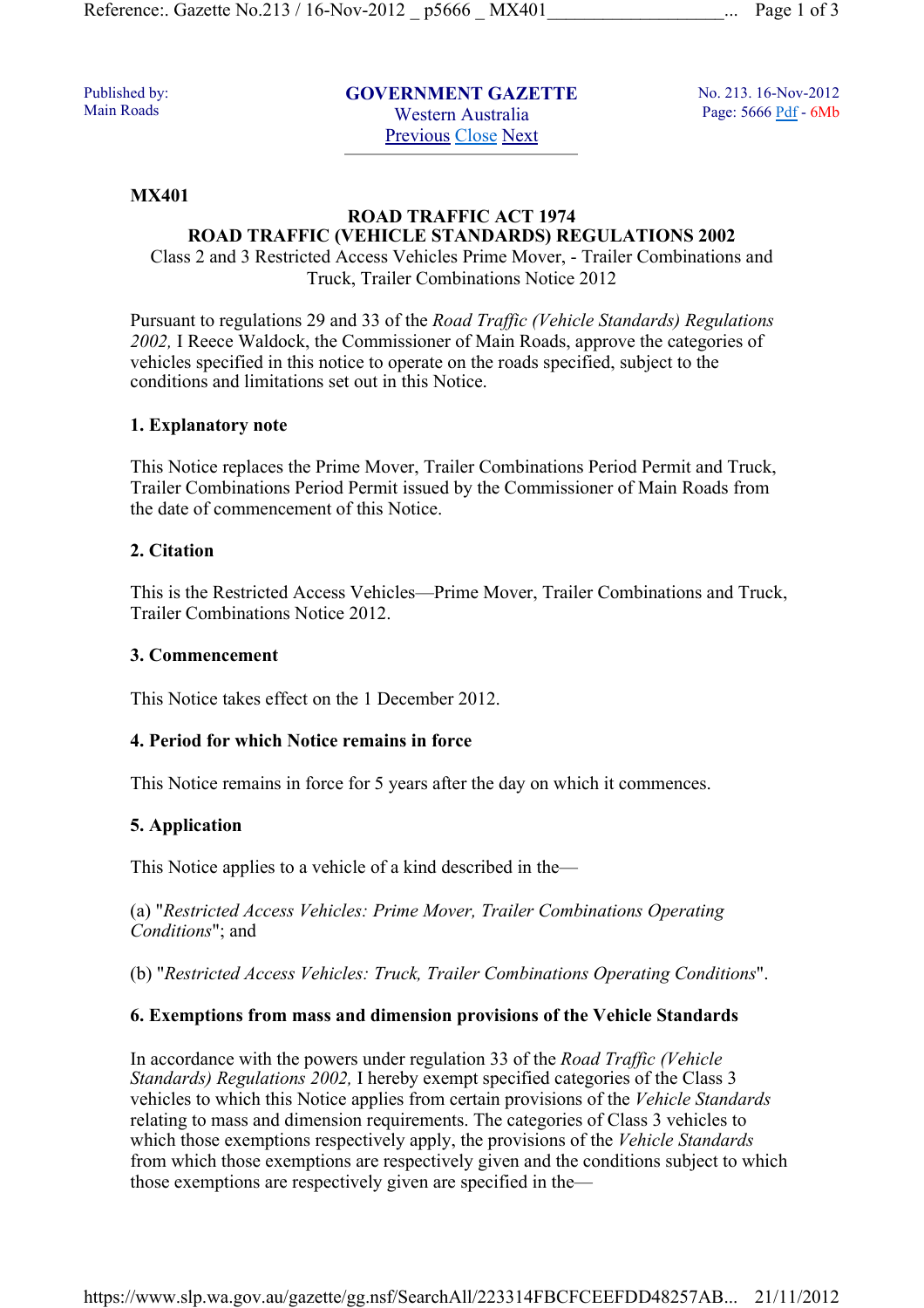Published by: Main Roads

**GOVERNMENT GAZETTE**
Western Australia
Previous Close Next

No. 213. 16-Nov-2012
Page: 5666 Pdf - 6Mb

**MX401**

**ROAD TRAFFIC ACT 1974**
**ROAD TRAFFIC (VEHICLE STANDARDS) REGULATIONS 2002**
Class 2 and 3 Restricted Access Vehicles Prime Mover, - Trailer Combinations and Truck, Trailer Combinations Notice 2012

Pursuant to regulations 29 and 33 of the *Road Traffic (Vehicle Standards) Regulations 2002,* I Reece Waldock, the Commissioner of Main Roads, approve the categories of vehicles specified in this notice to operate on the roads specified, subject to the conditions and limitations set out in this Notice.

**1. Explanatory note**

This Notice replaces the Prime Mover, Trailer Combinations Period Permit and Truck, Trailer Combinations Period Permit issued by the Commissioner of Main Roads from the date of commencement of this Notice.

**2. Citation**

This is the Restricted Access Vehicles—Prime Mover, Trailer Combinations and Truck, Trailer Combinations Notice 2012.

**3. Commencement**

This Notice takes effect on the 1 December 2012.

**4. Period for which Notice remains in force**

This Notice remains in force for 5 years after the day on which it commences.

**5. Application**

This Notice applies to a vehicle of a kind described in the—

(a) "*Restricted Access Vehicles: Prime Mover, Trailer Combinations Operating Conditions*"; and

(b) "*Restricted Access Vehicles: Truck, Trailer Combinations Operating Conditions*".

**6. Exemptions from mass and dimension provisions of the Vehicle Standards**

In accordance with the powers under regulation 33 of the *Road Traffic (Vehicle Standards) Regulations 2002,* I hereby exempt specified categories of the Class 3 vehicles to which this Notice applies from certain provisions of the *Vehicle Standards* relating to mass and dimension requirements. The categories of Class 3 vehicles to which those exemptions respectively apply, the provisions of the *Vehicle Standards* from which those exemptions are respectively given and the conditions subject to which those exemptions are respectively given are specified in the—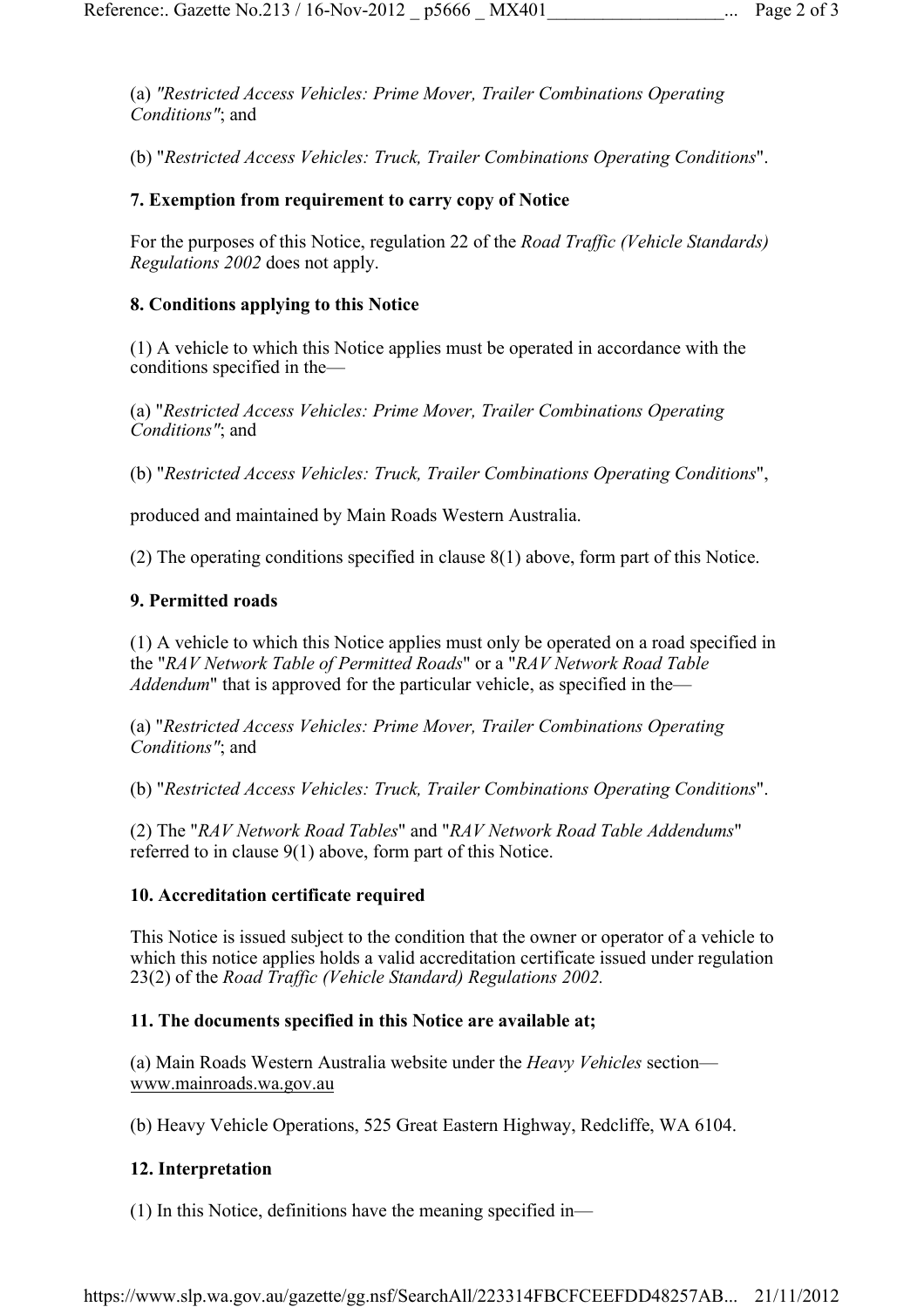(a) *"Restricted Access Vehicles: Prime Mover, Trailer Combinations Operating Conditions"*; and

(b) "*Restricted Access Vehicles: Truck, Trailer Combinations Operating Conditions*".

**7. Exemption from requirement to carry copy of Notice**

For the purposes of this Notice, regulation 22 of the *Road Traffic (Vehicle Standards) Regulations 2002* does not apply.

**8. Conditions applying to this Notice**

(1) A vehicle to which this Notice applies must be operated in accordance with the conditions specified in the—

(a) "*Restricted Access Vehicles: Prime Mover, Trailer Combinations Operating Conditions"*; and

(b) "*Restricted Access Vehicles: Truck, Trailer Combinations Operating Conditions*",

produced and maintained by Main Roads Western Australia.

(2) The operating conditions specified in clause 8(1) above, form part of this Notice.

**9. Permitted roads**

(1) A vehicle to which this Notice applies must only be operated on a road specified in the "*RAV Network Table of Permitted Roads*" or a "*RAV Network Road Table Addendum*" that is approved for the particular vehicle, as specified in the—

(a) "*Restricted Access Vehicles: Prime Mover, Trailer Combinations Operating Conditions"*; and

(b) "*Restricted Access Vehicles: Truck, Trailer Combinations Operating Conditions*".

(2) The "*RAV Network Road Tables*" and "*RAV Network Road Table Addendums*" referred to in clause 9(1) above, form part of this Notice.

**10. Accreditation certificate required**

This Notice is issued subject to the condition that the owner or operator of a vehicle to which this notice applies holds a valid accreditation certificate issued under regulation 23(2) of the *Road Traffic (Vehicle Standard) Regulations 2002.*

**11. The documents specified in this Notice are available at;**

(a) Main Roads Western Australia website under the *Heavy Vehicles* section—
www.mainroads.wa.gov.au

(b) Heavy Vehicle Operations, 525 Great Eastern Highway, Redcliffe, WA 6104.

**12. Interpretation**

(1) In this Notice, definitions have the meaning specified in—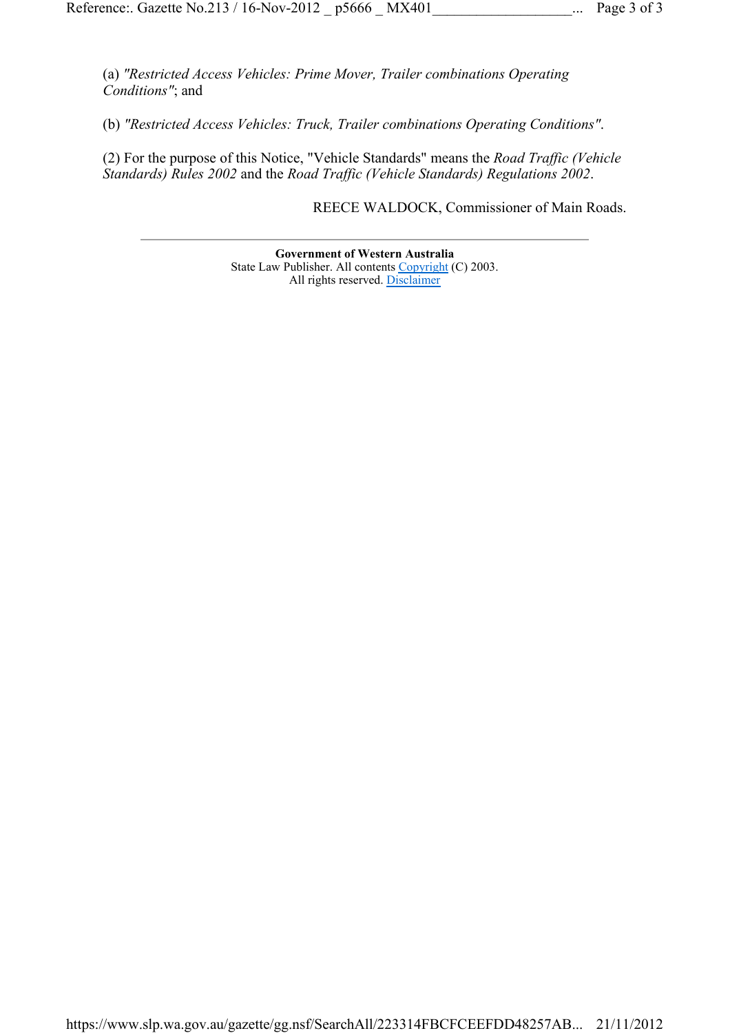(a) *"Restricted Access Vehicles: Prime Mover, Trailer combinations Operating Conditions"*; and

(b) *"Restricted Access Vehicles: Truck, Trailer combinations Operating Conditions"*.

(2) For the purpose of this Notice, "Vehicle Standards" means the *Road Traffic (Vehicle Standards) Rules 2002* and the *Road Traffic (Vehicle Standards) Regulations 2002*.

REECE WALDOCK, Commissioner of Main Roads.

---

**Government of Western Australia**
State Law Publisher. All contents Copyright (C) 2003.
All rights reserved. Disclaimer